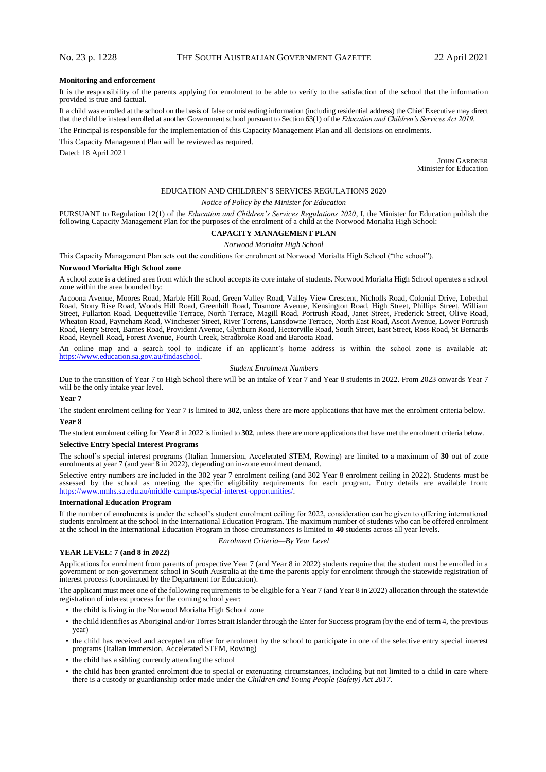**Monitoring and enforcement**

It is the responsibility of the parents applying for enrolment to be able to verify to the satisfaction of the school that the information provided is true and factual.

If a child was enrolled at the school on the basis of false or misleading information (including residential address) the Chief Executive may direct that the child be instead enrolled at another Government school pursuant to Section 63(1) of the *Education and Children's Services Act 2019*.

The Principal is responsible for the implementation of this Capacity Management Plan and all decisions on enrolments.

This Capacity Management Plan will be reviewed as required.

Dated: 18 April 2021

JOHN GARDNER
Minister for Education

---

EDUCATION AND CHILDREN'S SERVICES REGULATIONS 2020

*Notice of Policy by the Minister for Education*

PURSUANT to Regulation 12(1) of the *Education and Children's Services Regulations 2020*, I, the Minister for Education publish the following Capacity Management Plan for the purposes of the enrolment of a child at the Norwood Morialta High School:

## CAPACITY MANAGEMENT PLAN

*Norwood Morialta High School*

This Capacity Management Plan sets out the conditions for enrolment at Norwood Morialta High School ("the school").

**Norwood Morialta High School zone**

A school zone is a defined area from which the school accepts its core intake of students. Norwood Morialta High School operates a school zone within the area bounded by:

Arcoona Avenue, Moores Road, Marble Hill Road, Green Valley Road, Valley View Crescent, Nicholls Road, Colonial Drive, Lobethal Road, Stony Rise Road, Woods Hill Road, Greenhill Road, Tusmore Avenue, Kensington Road, High Street, Phillips Street, William Street, Fullarton Road, Dequetteville Terrace, North Terrace, Magill Road, Portrush Road, Janet Street, Frederick Street, Olive Road, Wheaton Road, Payneham Road, Winchester Street, River Torrens, Lansdowne Terrace, North East Road, Ascot Avenue, Lower Portrush Road, Henry Street, Barnes Road, Provident Avenue, Glynburn Road, Hectorville Road, South Street, East Street, Ross Road, St Bernards Road, Reynell Road, Forest Avenue, Fourth Creek, Stradbroke Road and Baroota Road.

An online map and a search tool to indicate if an applicant's home address is within the school zone is available at: https://www.education.sa.gov.au/findaschool.

*Student Enrolment Numbers*

Due to the transition of Year 7 to High School there will be an intake of Year 7 and Year 8 students in 2022. From 2023 onwards Year 7 will be the only intake year level.

**Year 7**

The student enrolment ceiling for Year 7 is limited to **302**, unless there are more applications that have met the enrolment criteria below.

**Year 8**

The student enrolment ceiling for Year 8 in 2022 is limited to **302**, unless there are more applications that have met the enrolment criteria below.

**Selective Entry Special Interest Programs**

The school's special interest programs (Italian Immersion, Accelerated STEM, Rowing) are limited to a maximum of **30** out of zone enrolments at year 7 (and year 8 in 2022), depending on in-zone enrolment demand.

Selective entry numbers are included in the 302 year 7 enrolment ceiling (and 302 Year 8 enrolment ceiling in 2022). Students must be assessed by the school as meeting the specific eligibility requirements for each program. Entry details are available from: https://www.nmhs.sa.edu.au/middle-campus/special-interest-opportunities/.

**International Education Program**

If the number of enrolments is under the school's student enrolment ceiling for 2022, consideration can be given to offering international students enrolment at the school in the International Education Program. The maximum number of students who can be offered enrolment at the school in the International Education Program in those circumstances is limited to **40** students across all year levels.

*Enrolment Criteria—By Year Level*

**YEAR LEVEL: 7 (and 8 in 2022)**

Applications for enrolment from parents of prospective Year 7 (and Year 8 in 2022) students require that the student must be enrolled in a government or non-government school in South Australia at the time the parents apply for enrolment through the statewide registration of interest process (coordinated by the Department for Education).

The applicant must meet one of the following requirements to be eligible for a Year 7 (and Year 8 in 2022) allocation through the statewide registration of interest process for the coming school year:

- the child is living in the Norwood Morialta High School zone
- the child identifies as Aboriginal and/or Torres Strait Islander through the Enter for Success program (by the end of term 4, the previous year)
- the child has received and accepted an offer for enrolment by the school to participate in one of the selective entry special interest programs (Italian Immersion, Accelerated STEM, Rowing)
- the child has a sibling currently attending the school
- the child has been granted enrolment due to special or extenuating circumstances, including but not limited to a child in care where there is a custody or guardianship order made under the *Children and Young People (Safety) Act 2017*.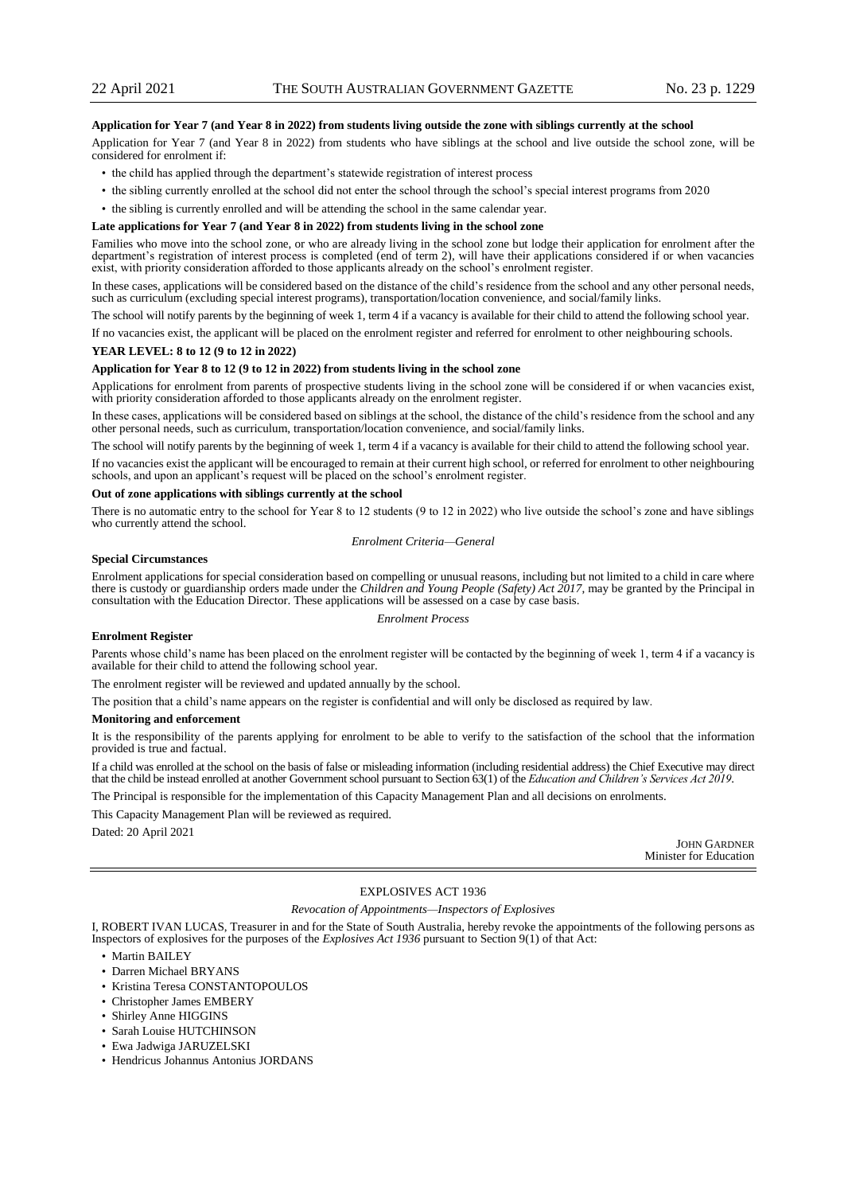**Application for Year 7 (and Year 8 in 2022) from students living outside the zone with siblings currently at the school**

Application for Year 7 (and Year 8 in 2022) from students who have siblings at the school and live outside the school zone, will be considered for enrolment if:

- the child has applied through the department's statewide registration of interest process
- the sibling currently enrolled at the school did not enter the school through the school's special interest programs from 2020
- the sibling is currently enrolled and will be attending the school in the same calendar year.

**Late applications for Year 7 (and Year 8 in 2022) from students living in the school zone**

Families who move into the school zone, or who are already living in the school zone but lodge their application for enrolment after the department's registration of interest process is completed (end of term 2), will have their applications considered if or when vacancies exist, with priority consideration afforded to those applicants already on the school's enrolment register.

In these cases, applications will be considered based on the distance of the child's residence from the school and any other personal needs, such as curriculum (excluding special interest programs), transportation/location convenience, and social/family links.

The school will notify parents by the beginning of week 1, term 4 if a vacancy is available for their child to attend the following school year.

If no vacancies exist, the applicant will be placed on the enrolment register and referred for enrolment to other neighbouring schools.

**YEAR LEVEL: 8 to 12 (9 to 12 in 2022)**

**Application for Year 8 to 12 (9 to 12 in 2022) from students living in the school zone**

Applications for enrolment from parents of prospective students living in the school zone will be considered if or when vacancies exist, with priority consideration afforded to those applicants already on the enrolment register.

In these cases, applications will be considered based on siblings at the school, the distance of the child's residence from the school and any other personal needs, such as curriculum, transportation/location convenience, and social/family links.

The school will notify parents by the beginning of week 1, term 4 if a vacancy is available for their child to attend the following school year.

If no vacancies exist the applicant will be encouraged to remain at their current high school, or referred for enrolment to other neighbouring schools, and upon an applicant's request will be placed on the school's enrolment register.

**Out of zone applications with siblings currently at the school**

There is no automatic entry to the school for Year 8 to 12 students (9 to 12 in 2022) who live outside the school's zone and have siblings who currently attend the school.

*Enrolment Criteria—General*

**Special Circumstances**

Enrolment applications for special consideration based on compelling or unusual reasons, including but not limited to a child in care where there is custody or guardianship orders made under the *Children and Young People (Safety) Act 2017*, may be granted by the Principal in consultation with the Education Director. These applications will be assessed on a case by case basis.

*Enrolment Process*

**Enrolment Register**

Parents whose child's name has been placed on the enrolment register will be contacted by the beginning of week 1, term 4 if a vacancy is available for their child to attend the following school year.

The enrolment register will be reviewed and updated annually by the school.

The position that a child's name appears on the register is confidential and will only be disclosed as required by law.

**Monitoring and enforcement**

It is the responsibility of the parents applying for enrolment to be able to verify to the satisfaction of the school that the information provided is true and factual.

If a child was enrolled at the school on the basis of false or misleading information (including residential address) the Chief Executive may direct that the child be instead enrolled at another Government school pursuant to Section 63(1) of the *Education and Children's Services Act 2019*.

The Principal is responsible for the implementation of this Capacity Management Plan and all decisions on enrolments.

This Capacity Management Plan will be reviewed as required.

Dated: 20 April 2021

JOHN GARDNER
Minister for Education

---

## EXPLOSIVES ACT 1936

*Revocation of Appointments—Inspectors of Explosives*

I, ROBERT IVAN LUCAS, Treasurer in and for the State of South Australia, hereby revoke the appointments of the following persons as Inspectors of explosives for the purposes of the *Explosives Act 1936* pursuant to Section 9(1) of that Act:

- Martin BAILEY
- Darren Michael BRYANS
- Kristina Teresa CONSTANTOPOULOS
- Christopher James EMBERY
- Shirley Anne HIGGINS
- Sarah Louise HUTCHINSON
- Ewa Jadwiga JARUZELSKI
- Hendricus Johannus Antonius JORDANS